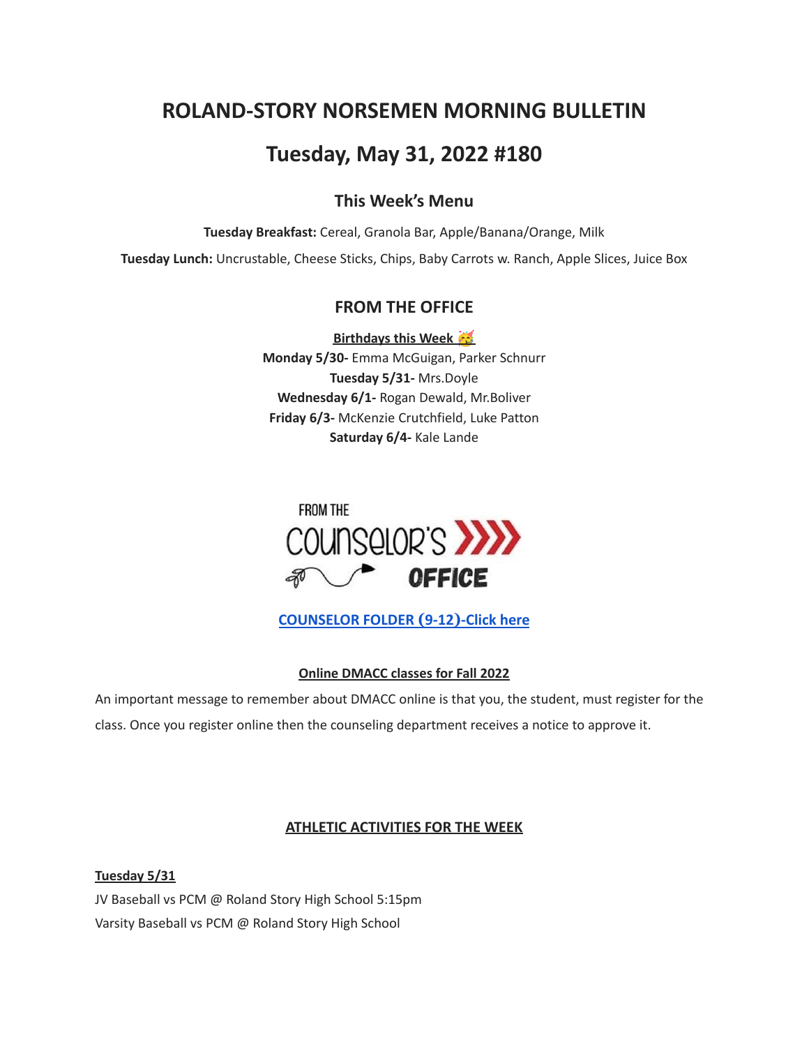# ROLAND-STORY NORSEMEN MORNING BULLETIN

# Tuesday, May 31, 2022 #180

## This Week's Menu

**Tuesday Breakfast:** Cereal, Granola Bar, Apple/Banana/Orange, Milk

**Tuesday Lunch:** Uncrustable, Cheese Sticks, Chips, Baby Carrots w. Ranch, Apple Slices, Juice Box

## FROM THE OFFICE

**Birthdays this Week 🥳**

**Monday 5/30-** Emma McGuigan, Parker Schnurr
**Tuesday 5/31-** Mrs.Doyle
**Wednesday 6/1-** Rogan Dewald, Mr.Boliver
**Friday 6/3-** McKenzie Crutchfield, Luke Patton
**Saturday 6/4-** Kale Lande

FROM THE COUNSELOR'S OFFICE

**COUNSELOR FOLDER (9-12)-Click here**

**Online DMACC classes for Fall 2022**

An important message to remember about DMACC online is that you, the student, must register for the class. Once you register online then the counseling department receives a notice to approve it.

**ATHLETIC ACTIVITIES FOR THE WEEK**

**Tuesday 5/31**

JV Baseball vs PCM @ Roland Story High School 5:15pm
Varsity Baseball vs PCM @ Roland Story High School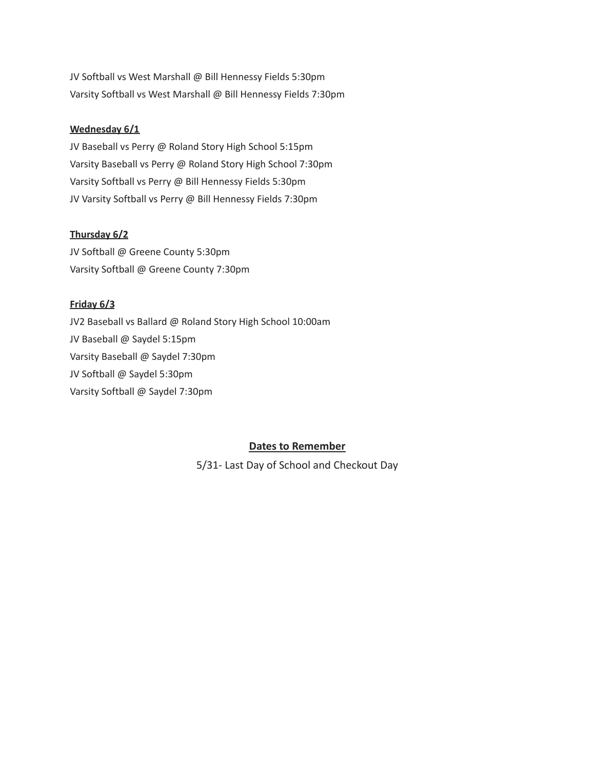JV Softball vs West Marshall @ Bill Hennessy Fields 5:30pm
Varsity Softball vs West Marshall @ Bill Hennessy Fields 7:30pm

**Wednesday 6/1**

JV Baseball vs Perry @ Roland Story High School 5:15pm
Varsity Baseball vs Perry @ Roland Story High School 7:30pm
Varsity Softball vs Perry @ Bill Hennessy Fields 5:30pm
JV Varsity Softball vs Perry @ Bill Hennessy Fields 7:30pm

**Thursday 6/2**

JV Softball @ Greene County 5:30pm
Varsity Softball @ Greene County 7:30pm

**Friday 6/3**

JV2 Baseball vs Ballard @ Roland Story High School 10:00am
JV Baseball @ Saydel 5:15pm
Varsity Baseball @ Saydel 7:30pm
JV Softball @ Saydel 5:30pm
Varsity Softball @ Saydel 7:30pm

## Dates to Remember

5/31- Last Day of School and Checkout Day